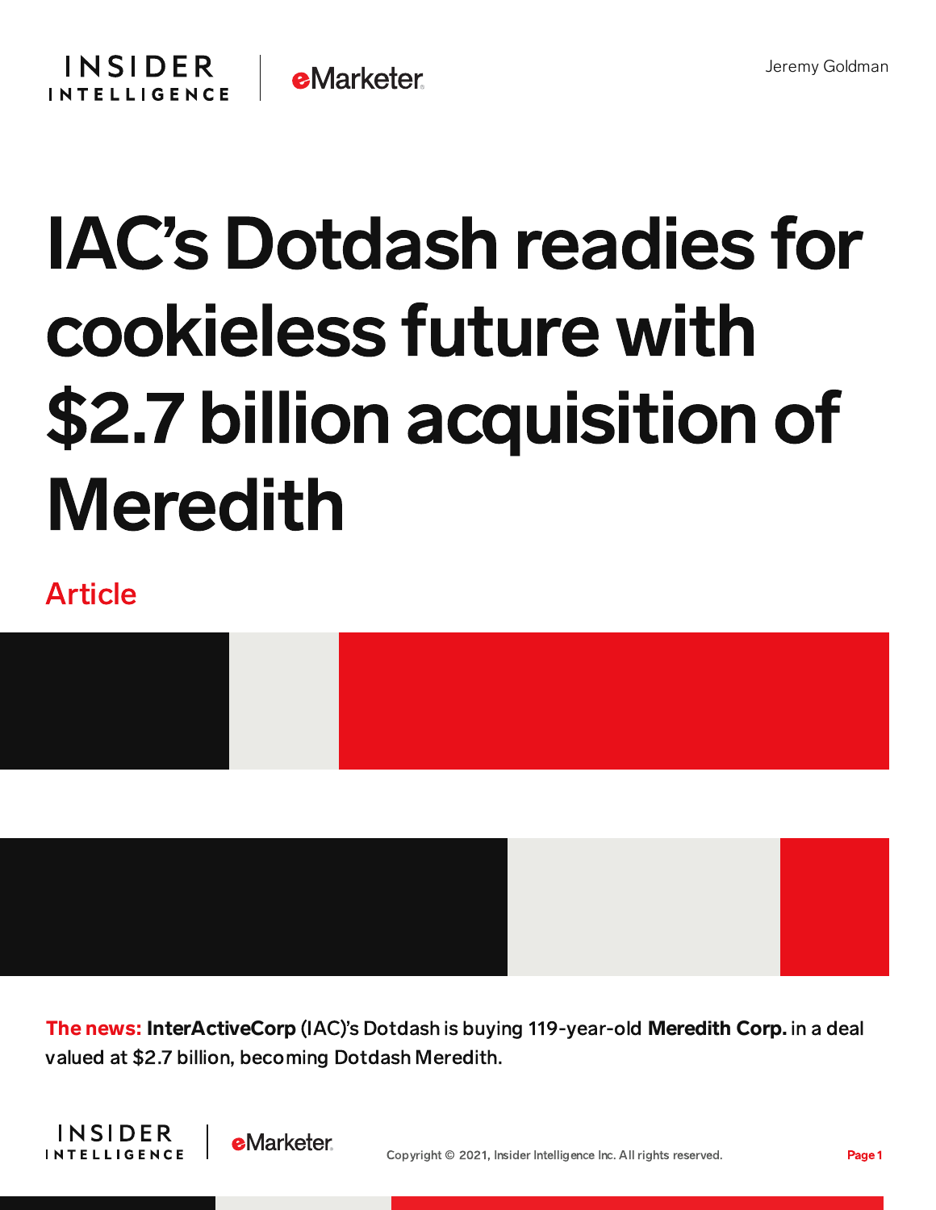Jeremy Goldman

# IAC's Dotdash readies for cookieless future with $2.7 billion acquisition of Meredith

Article

**The news:** **InterActiveCorp** (IAC)'s Dotdash is buying 119-year-old **Meredith Corp.** in a deal valued at $2.7 billion, becoming Dotdash Meredith.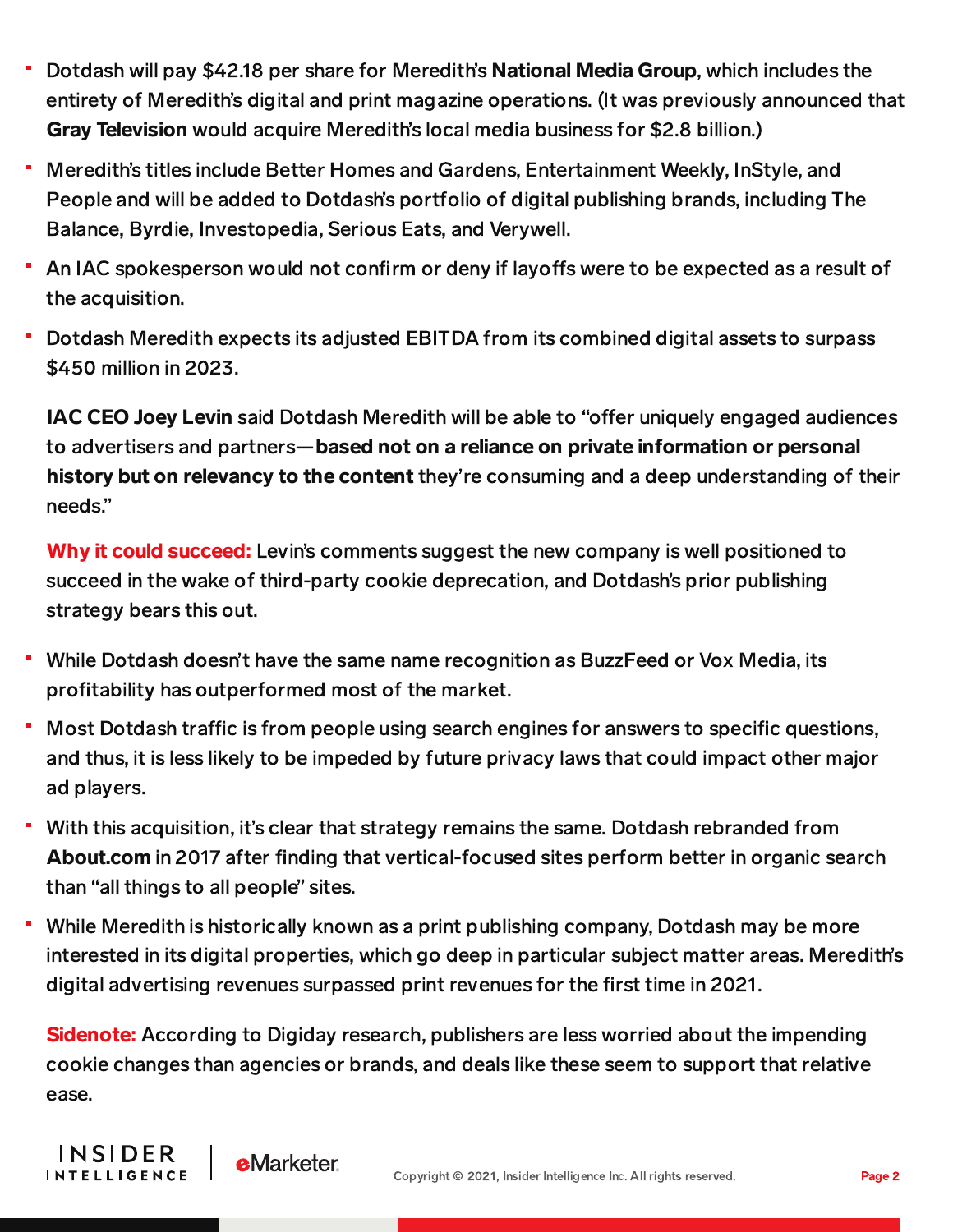- Dotdash will pay $42.18 per share for Meredith's **National Media Group**, which includes the entirety of Meredith's digital and print magazine operations. (It was previously announced that **Gray Television** would acquire Meredith's local media business for $2.8 billion.)
- Meredith's titles include Better Homes and Gardens, Entertainment Weekly, InStyle, and People and will be added to Dotdash's portfolio of digital publishing brands, including The Balance, Byrdie, Investopedia, Serious Eats, and Verywell.
- An IAC spokesperson would not confirm or deny if layoffs were to be expected as a result of the acquisition.
- Dotdash Meredith expects its adjusted EBITDA from its combined digital assets to surpass $450 million in 2023.

**IAC CEO Joey Levin** said Dotdash Meredith will be able to "offer uniquely engaged audiences to advertisers and partners—**based not on a reliance on private information or personal history but on relevancy to the content** they're consuming and a deep understanding of their needs."

**Why it could succeed:** Levin's comments suggest the new company is well positioned to succeed in the wake of third-party cookie deprecation, and Dotdash's prior publishing strategy bears this out.

- While Dotdash doesn't have the same name recognition as BuzzFeed or Vox Media, its profitability has outperformed most of the market.
- Most Dotdash traffic is from people using search engines for answers to specific questions, and thus, it is less likely to be impeded by future privacy laws that could impact other major ad players.
- With this acquisition, it's clear that strategy remains the same. Dotdash rebranded from **About.com** in 2017 after finding that vertical-focused sites perform better in organic search than "all things to all people" sites.
- While Meredith is historically known as a print publishing company, Dotdash may be more interested in its digital properties, which go deep in particular subject matter areas. Meredith's digital advertising revenues surpassed print revenues for the first time in 2021.

**Sidenote:** According to Digiday research, publishers are less worried about the impending cookie changes than agencies or brands, and deals like these seem to support that relative ease.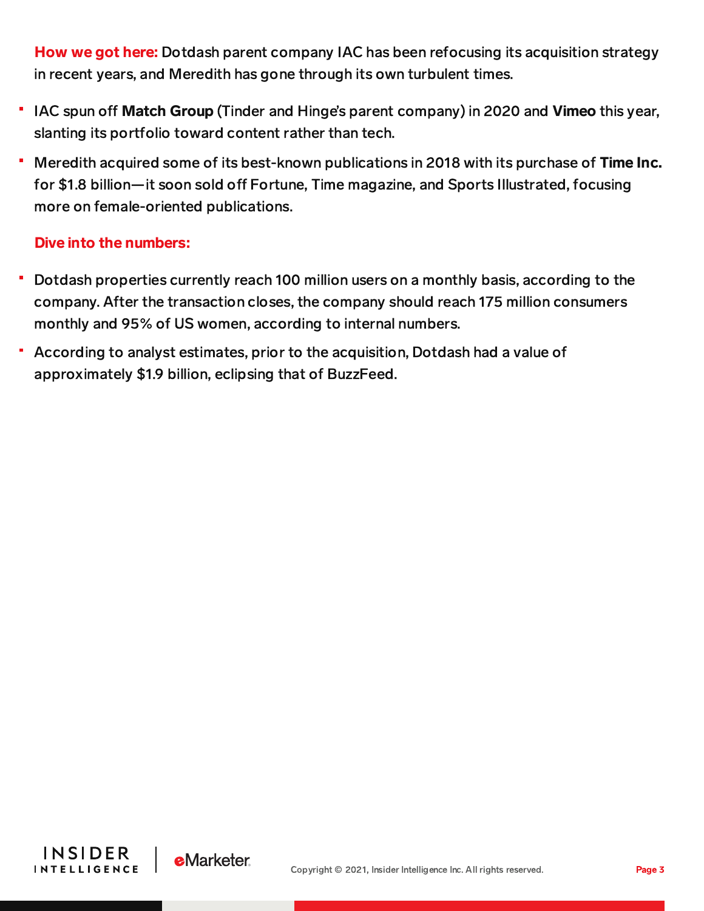**How we got here:** Dotdash parent company IAC has been refocusing its acquisition strategy in recent years, and Meredith has gone through its own turbulent times.

- IAC spun off **Match Group** (Tinder and Hinge's parent company) in 2020 and **Vimeo** this year, slanting its portfolio toward content rather than tech.
- Meredith acquired some of its best-known publications in 2018 with its purchase of **Time Inc.** for $1.8 billion—it soon sold off Fortune, Time magazine, and Sports Illustrated, focusing more on female-oriented publications.

**Dive into the numbers:**

- Dotdash properties currently reach 100 million users on a monthly basis, according to the company. After the transaction closes, the company should reach 175 million consumers monthly and 95% of US women, according to internal numbers.
- According to analyst estimates, prior to the acquisition, Dotdash had a value of approximately $1.9 billion, eclipsing that of BuzzFeed.